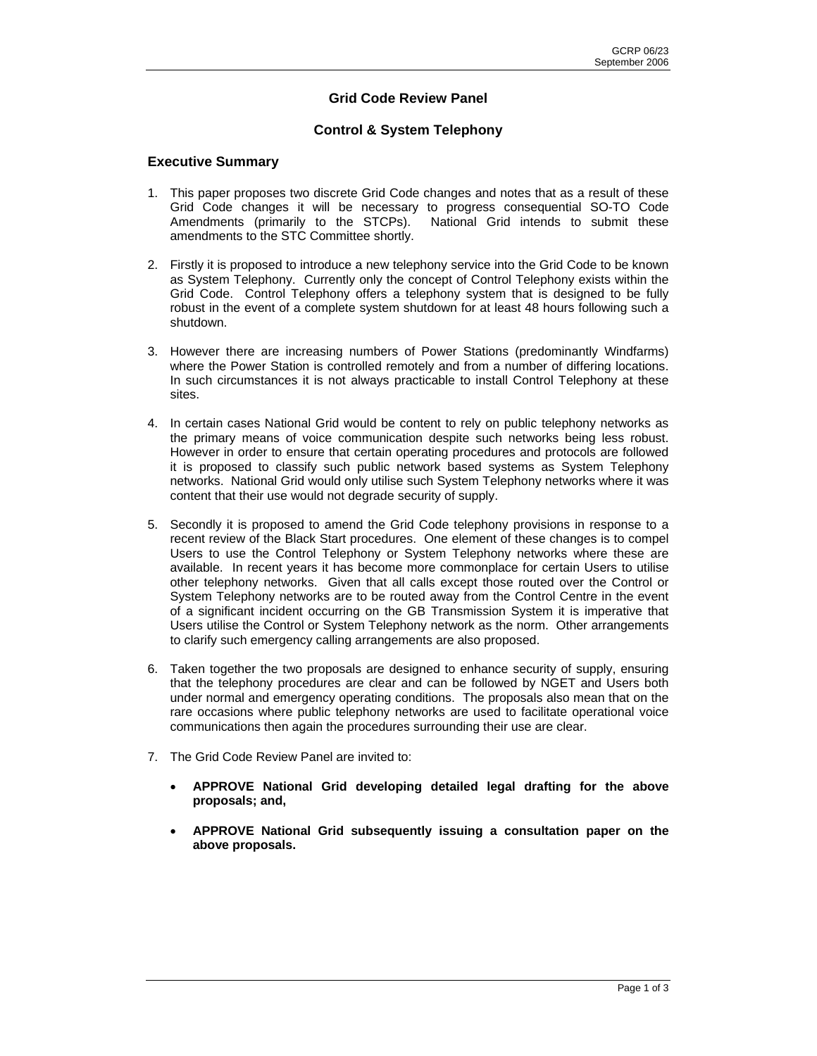# Grid Code Review Panel

## Control & System Telephony

### Executive Summary

1. This paper proposes two discrete Grid Code changes and notes that as a result of these Grid Code changes it will be necessary to progress consequential SO-TO Code Amendments (primarily to the STCPs). National Grid intends to submit these amendments to the STC Committee shortly.

2. Firstly it is proposed to introduce a new telephony service into the Grid Code to be known as System Telephony. Currently only the concept of Control Telephony exists within the Grid Code. Control Telephony offers a telephony system that is designed to be fully robust in the event of a complete system shutdown for at least 48 hours following such a shutdown.

3. However there are increasing numbers of Power Stations (predominantly Windfarms) where the Power Station is controlled remotely and from a number of differing locations. In such circumstances it is not always practicable to install Control Telephony at these sites.

4. In certain cases National Grid would be content to rely on public telephony networks as the primary means of voice communication despite such networks being less robust. However in order to ensure that certain operating procedures and protocols are followed it is proposed to classify such public network based systems as System Telephony networks. National Grid would only utilise such System Telephony networks where it was content that their use would not degrade security of supply.

5. Secondly it is proposed to amend the Grid Code telephony provisions in response to a recent review of the Black Start procedures. One element of these changes is to compel Users to use the Control Telephony or System Telephony networks where these are available. In recent years it has become more commonplace for certain Users to utilise other telephony networks. Given that all calls except those routed over the Control or System Telephony networks are to be routed away from the Control Centre in the event of a significant incident occurring on the GB Transmission System it is imperative that Users utilise the Control or System Telephony network as the norm. Other arrangements to clarify such emergency calling arrangements are also proposed.

6. Taken together the two proposals are designed to enhance security of supply, ensuring that the telephony procedures are clear and can be followed by NGET and Users both under normal and emergency operating conditions. The proposals also mean that on the rare occasions where public telephony networks are used to facilitate operational voice communications then again the procedures surrounding their use are clear.

7. The Grid Code Review Panel are invited to:

   - **APPROVE National Grid developing detailed legal drafting for the above proposals; and,**

   - **APPROVE National Grid subsequently issuing a consultation paper on the above proposals.**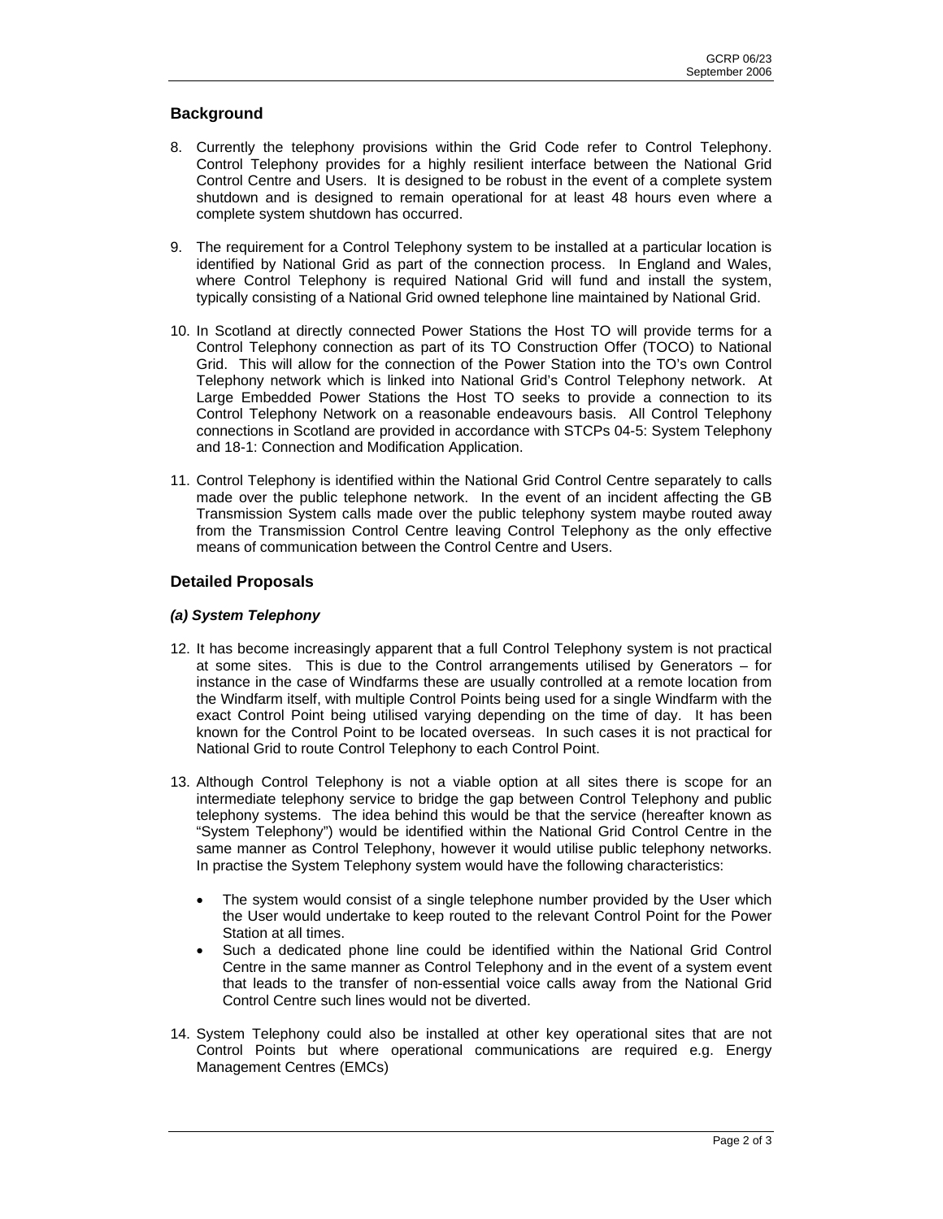## Background

8. Currently the telephony provisions within the Grid Code refer to Control Telephony. Control Telephony provides for a highly resilient interface between the National Grid Control Centre and Users. It is designed to be robust in the event of a complete system shutdown and is designed to remain operational for at least 48 hours even where a complete system shutdown has occurred.

9. The requirement for a Control Telephony system to be installed at a particular location is identified by National Grid as part of the connection process. In England and Wales, where Control Telephony is required National Grid will fund and install the system, typically consisting of a National Grid owned telephone line maintained by National Grid.

10. In Scotland at directly connected Power Stations the Host TO will provide terms for a Control Telephony connection as part of its TO Construction Offer (TOCO) to National Grid. This will allow for the connection of the Power Station into the TO's own Control Telephony network which is linked into National Grid's Control Telephony network. At Large Embedded Power Stations the Host TO seeks to provide a connection to its Control Telephony Network on a reasonable endeavours basis. All Control Telephony connections in Scotland are provided in accordance with STCPs 04-5: System Telephony and 18-1: Connection and Modification Application.

11. Control Telephony is identified within the National Grid Control Centre separately to calls made over the public telephone network. In the event of an incident affecting the GB Transmission System calls made over the public telephony system maybe routed away from the Transmission Control Centre leaving Control Telephony as the only effective means of communication between the Control Centre and Users.

## Detailed Proposals

### *(a) System Telephony*

12. It has become increasingly apparent that a full Control Telephony system is not practical at some sites. This is due to the Control arrangements utilised by Generators – for instance in the case of Windfarms these are usually controlled at a remote location from the Windfarm itself, with multiple Control Points being used for a single Windfarm with the exact Control Point being utilised varying depending on the time of day. It has been known for the Control Point to be located overseas. In such cases it is not practical for National Grid to route Control Telephony to each Control Point.

13. Although Control Telephony is not a viable option at all sites there is scope for an intermediate telephony service to bridge the gap between Control Telephony and public telephony systems. The idea behind this would be that the service (hereafter known as "System Telephony") would be identified within the National Grid Control Centre in the same manner as Control Telephony, however it would utilise public telephony networks. In practise the System Telephony system would have the following characteristics:

    - The system would consist of a single telephone number provided by the User which the User would undertake to keep routed to the relevant Control Point for the Power Station at all times.
    - Such a dedicated phone line could be identified within the National Grid Control Centre in the same manner as Control Telephony and in the event of a system event that leads to the transfer of non-essential voice calls away from the National Grid Control Centre such lines would not be diverted.

14. System Telephony could also be installed at other key operational sites that are not Control Points but where operational communications are required e.g. Energy Management Centres (EMCs)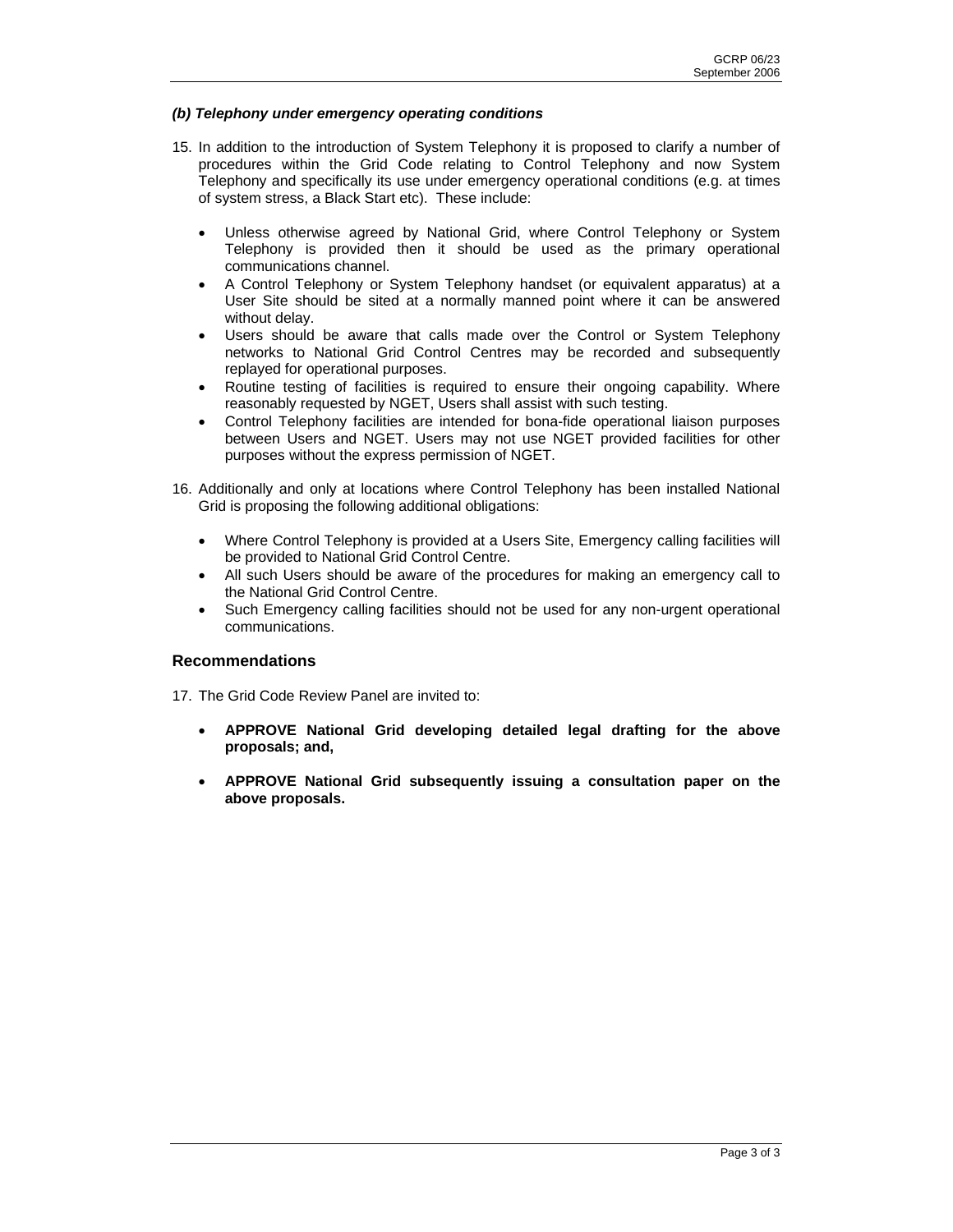***(b) Telephony under emergency operating conditions***

15. In addition to the introduction of System Telephony it is proposed to clarify a number of procedures within the Grid Code relating to Control Telephony and now System Telephony and specifically its use under emergency operational conditions (e.g. at times of system stress, a Black Start etc). These include:

    - Unless otherwise agreed by National Grid, where Control Telephony or System Telephony is provided then it should be used as the primary operational communications channel.
    - A Control Telephony or System Telephony handset (or equivalent apparatus) at a User Site should be sited at a normally manned point where it can be answered without delay.
    - Users should be aware that calls made over the Control or System Telephony networks to National Grid Control Centres may be recorded and subsequently replayed for operational purposes.
    - Routine testing of facilities is required to ensure their ongoing capability. Where reasonably requested by NGET, Users shall assist with such testing.
    - Control Telephony facilities are intended for bona-fide operational liaison purposes between Users and NGET. Users may not use NGET provided facilities for other purposes without the express permission of NGET.

16. Additionally and only at locations where Control Telephony has been installed National Grid is proposing the following additional obligations:

    - Where Control Telephony is provided at a Users Site, Emergency calling facilities will be provided to National Grid Control Centre.
    - All such Users should be aware of the procedures for making an emergency call to the National Grid Control Centre.
    - Such Emergency calling facilities should not be used for any non-urgent operational communications.

## Recommendations

17. The Grid Code Review Panel are invited to:

    - **APPROVE National Grid developing detailed legal drafting for the above proposals; and,**

    - **APPROVE National Grid subsequently issuing a consultation paper on the above proposals.**